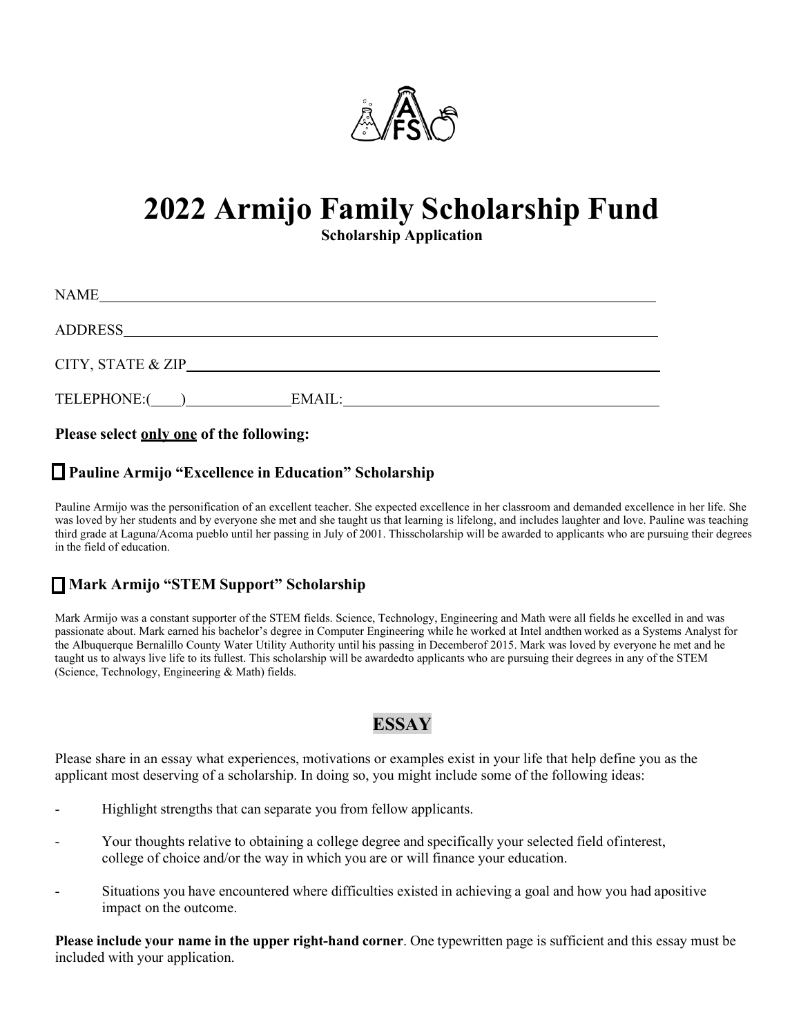# 2022 Armijo Family Scholarship Fund

**Scholarship Application**

NAME\_\_\_\_\_\_\_\_\_\_\_\_\_\_\_\_\_\_\_\_\_\_\_\_\_\_\_\_\_\_\_\_\_\_\_\_\_\_\_\_\_\_\_\_\_\_\_\_\_\_\_\_\_\_\_\_\_\_\_\_

ADDRESS\_\_\_\_\_\_\_\_\_\_\_\_\_\_\_\_\_\_\_\_\_\_\_\_\_\_\_\_\_\_\_\_\_\_\_\_\_\_\_\_\_\_\_\_\_\_\_\_\_\_\_\_\_\_\_\_

CITY, STATE & ZIP\_\_\_\_\_\_\_\_\_\_\_\_\_\_\_\_\_\_\_\_\_\_\_\_\_\_\_\_\_\_\_\_\_\_\_\_\_\_\_\_\_\_\_\_\_\_\_\_

TELEPHONE:(\_\_\_\_)\_\_\_\_\_\_\_\_\_\_\_\_\_\_EMAIL:\_\_\_\_\_\_\_\_\_\_\_\_\_\_\_\_\_\_\_\_\_\_\_\_\_\_\_\_\_\_\_\_

**Please select only one of the following:**

☐ **Pauline Armijo "Excellence in Education" Scholarship**

Pauline Armijo was the personification of an excellent teacher. She expected excellence in her classroom and demanded excellence in her life. She was loved by her students and by everyone she met and she taught us that learning is lifelong, and includes laughter and love. Pauline was teaching third grade at Laguna/Acoma pueblo until her passing in July of 2001. Thisscholarship will be awarded to applicants who are pursuing their degrees in the field of education.

☐ **Mark Armijo "STEM Support" Scholarship**

Mark Armijo was a constant supporter of the STEM fields. Science, Technology, Engineering and Math were all fields he excelled in and was passionate about. Mark earned his bachelor's degree in Computer Engineering while he worked at Intel andthen worked as a Systems Analyst for the Albuquerque Bernalillo County Water Utility Authority until his passing in Decemberof 2015. Mark was loved by everyone he met and he taught us to always live life to its fullest. This scholarship will be awardedto applicants who are pursuing their degrees in any of the STEM (Science, Technology, Engineering & Math) fields.

## ESSAY

Please share in an essay what experiences, motivations or examples exist in your life that help define you as the applicant most deserving of a scholarship. In doing so, you might include some of the following ideas:

- Highlight strengths that can separate you from fellow applicants.
- Your thoughts relative to obtaining a college degree and specifically your selected field ofinterest, college of choice and/or the way in which you are or will finance your education.
- Situations you have encountered where difficulties existed in achieving a goal and how you had apositive impact on the outcome.

**Please include your name in the upper right-hand corner**. One typewritten page is sufficient and this essay must be included with your application.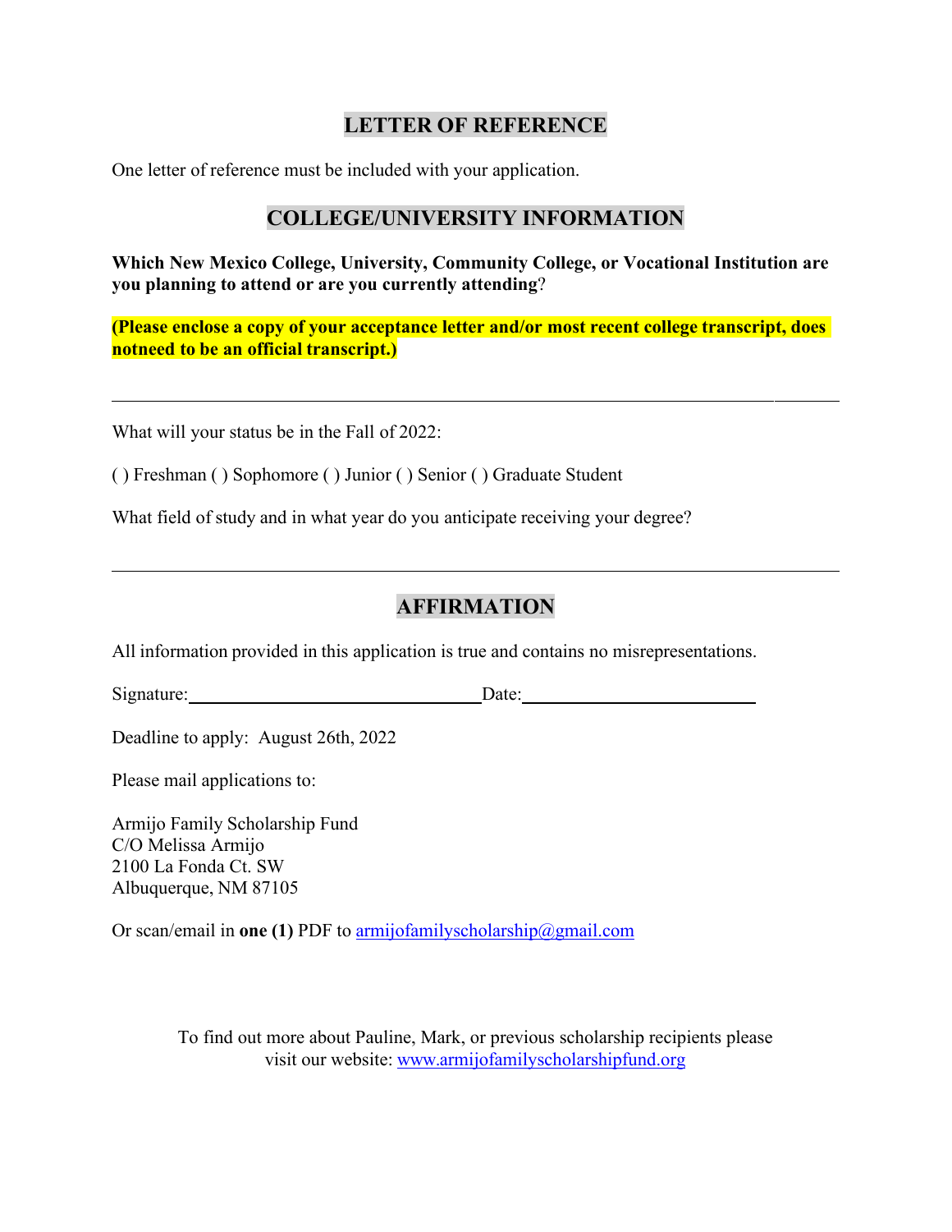## LETTER OF REFERENCE

One letter of reference must be included with your application.

## COLLEGE/UNIVERSITY INFORMATION

**Which New Mexico College, University, Community College, or Vocational Institution are you planning to attend or are you currently attending**?

**(Please enclose a copy of your acceptance letter and/or most recent college transcript, does notneed to be an official transcript.)**

\_\_\_\_\_\_\_\_\_\_\_\_\_\_\_\_\_\_\_\_\_\_\_\_\_\_\_\_\_\_\_\_\_\_\_\_\_\_\_\_\_\_\_\_\_\_\_\_\_\_\_\_\_\_\_\_\_\_\_\_\_\_\_\_\_\_\_\_\_\_

What will your status be in the Fall of 2022:

( ) Freshman ( ) Sophomore ( ) Junior ( ) Senior ( ) Graduate Student

What field of study and in what year do you anticipate receiving your degree?

\_\_\_\_\_\_\_\_\_\_\_\_\_\_\_\_\_\_\_\_\_\_\_\_\_\_\_\_\_\_\_\_\_\_\_\_\_\_\_\_\_\_\_\_\_\_\_\_\_\_\_\_\_\_\_\_\_\_\_\_\_\_\_\_\_\_\_\_\_\_

## AFFIRMATION

All information provided in this application is true and contains no misrepresentations.

Signature:\_\_\_\_\_\_\_\_\_\_\_\_\_\_\_\_\_\_\_\_\_\_\_\_\_\_\_\_\_\_\_\_Date:\_\_\_\_\_\_\_\_\_\_\_\_\_\_\_\_\_\_\_\_\_\_\_\_\_\_

Deadline to apply: August 26th, 2022

Please mail applications to:

Armijo Family Scholarship Fund
C/O Melissa Armijo
2100 La Fonda Ct. SW
Albuquerque, NM 87105

Or scan/email in **one (1)** PDF to armijofamilyscholarship@gmail.com

To find out more about Pauline, Mark, or previous scholarship recipients please visit our website: www.armijofamilyscholarshipfund.org